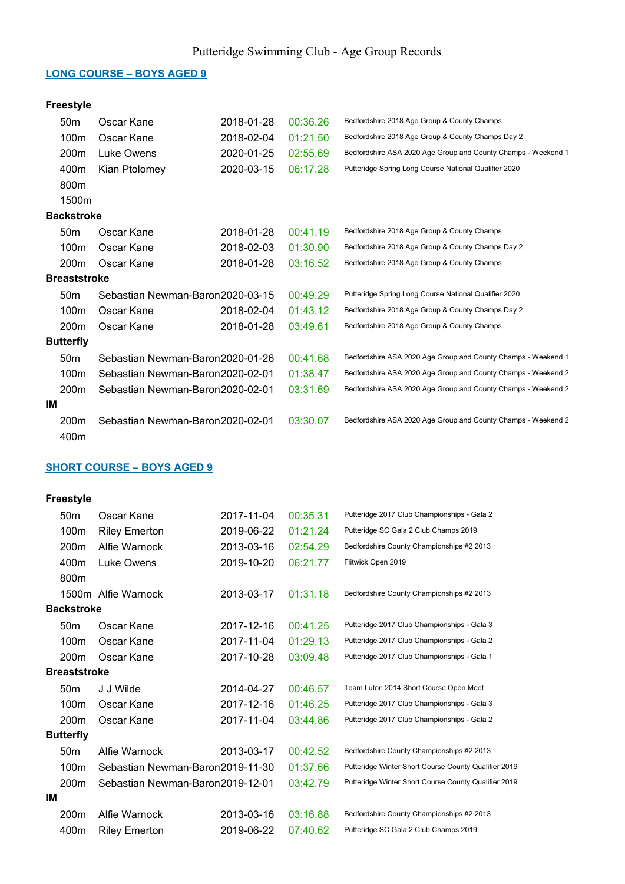# Putteridge Swimming Club - Age Group Records

## LONG COURSE – BOYS AGED 9

| | | | | |
|---|---|---|---|---|
| **Freestyle** | | | | |
| 50m | Oscar Kane | 2018-01-28 | 00:36.26 | Bedfordshire 2018 Age Group & County Champs |
| 100m | Oscar Kane | 2018-02-04 | 01:21.50 | Bedfordshire 2018 Age Group & County Champs Day 2 |
| 200m | Luke Owens | 2020-01-25 | 02:55.69 | Bedfordshire ASA 2020 Age Group and County Champs - Weekend 1 |
| 400m | Kian Ptolomey | 2020-03-15 | 06:17.28 | Putteridge Spring Long Course National Qualifier 2020 |
| 800m | | | | |
| 1500m | | | | |
| **Backstroke** | | | | |
| 50m | Oscar Kane | 2018-01-28 | 00:41.19 | Bedfordshire 2018 Age Group & County Champs |
| 100m | Oscar Kane | 2018-02-03 | 01:30.90 | Bedfordshire 2018 Age Group & County Champs Day 2 |
| 200m | Oscar Kane | 2018-01-28 | 03:16.52 | Bedfordshire 2018 Age Group & County Champs |
| **Breaststroke** | | | | |
| 50m | Sebastian Newman-Baron | 2020-03-15 | 00:49.29 | Putteridge Spring Long Course National Qualifier 2020 |
| 100m | Oscar Kane | 2018-02-04 | 01:43.12 | Bedfordshire 2018 Age Group & County Champs Day 2 |
| 200m | Oscar Kane | 2018-01-28 | 03:49.61 | Bedfordshire 2018 Age Group & County Champs |
| **Butterfly** | | | | |
| 50m | Sebastian Newman-Baron | 2020-01-26 | 00:41.68 | Bedfordshire ASA 2020 Age Group and County Champs - Weekend 1 |
| 100m | Sebastian Newman-Baron | 2020-02-01 | 01:38.47 | Bedfordshire ASA 2020 Age Group and County Champs - Weekend 2 |
| 200m | Sebastian Newman-Baron | 2020-02-01 | 03:31.69 | Bedfordshire ASA 2020 Age Group and County Champs - Weekend 2 |
| **IM** | | | | |
| 200m | Sebastian Newman-Baron | 2020-02-01 | 03:30.07 | Bedfordshire ASA 2020 Age Group and County Champs - Weekend 2 |
| 400m | | | | |

## SHORT COURSE – BOYS AGED 9

| | | | | |
|---|---|---|---|---|
| **Freestyle** | | | | |
| 50m | Oscar Kane | 2017-11-04 | 00:35.31 | Putteridge 2017 Club Championships - Gala 2 |
| 100m | Riley Emerton | 2019-06-22 | 01:21.24 | Putteridge SC Gala 2 Club Champs 2019 |
| 200m | Alfie Warnock | 2013-03-16 | 02:54.29 | Bedfordshire County Championships #2 2013 |
| 400m | Luke Owens | 2019-10-20 | 06:21.77 | Flitwick Open 2019 |
| 800m | | | | |
| 1500m | Alfie Warnock | 2013-03-17 | 01:31.18 | Bedfordshire County Championships #2 2013 |
| **Backstroke** | | | | |
| 50m | Oscar Kane | 2017-12-16 | 00:41.25 | Putteridge 2017 Club Championships - Gala 3 |
| 100m | Oscar Kane | 2017-11-04 | 01:29.13 | Putteridge 2017 Club Championships - Gala 2 |
| 200m | Oscar Kane | 2017-10-28 | 03:09.48 | Putteridge 2017 Club Championships - Gala 1 |
| **Breaststroke** | | | | |
| 50m | J J Wilde | 2014-04-27 | 00:46.57 | Team Luton 2014 Short Course Open Meet |
| 100m | Oscar Kane | 2017-12-16 | 01:46.25 | Putteridge 2017 Club Championships - Gala 3 |
| 200m | Oscar Kane | 2017-11-04 | 03:44.86 | Putteridge 2017 Club Championships - Gala 2 |
| **Butterfly** | | | | |
| 50m | Alfie Warnock | 2013-03-17 | 00:42.52 | Bedfordshire County Championships #2 2013 |
| 100m | Sebastian Newman-Baron | 2019-11-30 | 01:37.66 | Putteridge Winter Short Course County Qualifier 2019 |
| 200m | Sebastian Newman-Baron | 2019-12-01 | 03:42.79 | Putteridge Winter Short Course County Qualifier 2019 |
| **IM** | | | | |
| 200m | Alfie Warnock | 2013-03-16 | 03:16.88 | Bedfordshire County Championships #2 2013 |
| 400m | Riley Emerton | 2019-06-22 | 07:40.62 | Putteridge SC Gala 2 Club Champs 2019 |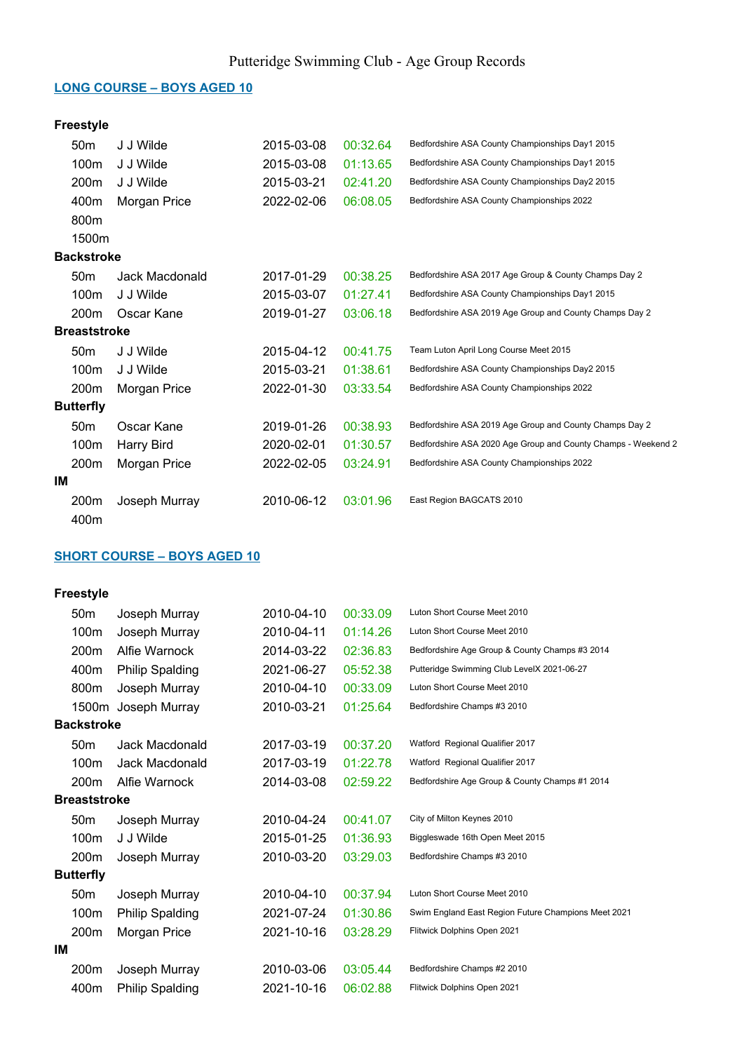# Putteridge Swimming Club - Age Group Records

## LONG COURSE – BOYS AGED 10

| Stroke | Distance | Name | Date | Time | Meet |
|---|---|---|---|---|---|
| **Freestyle** | | | | | |
| | 50m | J J Wilde | 2015-03-08 | 00:32.64 | Bedfordshire ASA County Championships Day1 2015 |
| | 100m | J J Wilde | 2015-03-08 | 01:13.65 | Bedfordshire ASA County Championships Day1 2015 |
| | 200m | J J Wilde | 2015-03-21 | 02:41.20 | Bedfordshire ASA County Championships Day2 2015 |
| | 400m | Morgan Price | 2022-02-06 | 06:08.05 | Bedfordshire ASA County Championships 2022 |
| | 800m | | | | |
| | 1500m | | | | |
| **Backstroke** | | | | | |
| | 50m | Jack Macdonald | 2017-01-29 | 00:38.25 | Bedfordshire ASA 2017 Age Group & County Champs Day 2 |
| | 100m | J J Wilde | 2015-03-07 | 01:27.41 | Bedfordshire ASA County Championships Day1 2015 |
| | 200m | Oscar Kane | 2019-01-27 | 03:06.18 | Bedfordshire ASA 2019 Age Group and County Champs Day 2 |
| **Breaststroke** | | | | | |
| | 50m | J J Wilde | 2015-04-12 | 00:41.75 | Team Luton April Long Course Meet 2015 |
| | 100m | J J Wilde | 2015-03-21 | 01:38.61 | Bedfordshire ASA County Championships Day2 2015 |
| | 200m | Morgan Price | 2022-01-30 | 03:33.54 | Bedfordshire ASA County Championships 2022 |
| **Butterfly** | | | | | |
| | 50m | Oscar Kane | 2019-01-26 | 00:38.93 | Bedfordshire ASA 2019 Age Group and County Champs Day 2 |
| | 100m | Harry Bird | 2020-02-01 | 01:30.57 | Bedfordshire ASA 2020 Age Group and County Champs - Weekend 2 |
| | 200m | Morgan Price | 2022-02-05 | 03:24.91 | Bedfordshire ASA County Championships 2022 |
| **IM** | | | | | |
| | 200m | Joseph Murray | 2010-06-12 | 03:01.96 | East Region BAGCATS 2010 |
| | 400m | | | | |

## SHORT COURSE – BOYS AGED 10

| Stroke | Distance | Name | Date | Time | Meet |
|---|---|---|---|---|---|
| **Freestyle** | | | | | |
| | 50m | Joseph Murray | 2010-04-10 | 00:33.09 | Luton Short Course Meet 2010 |
| | 100m | Joseph Murray | 2010-04-11 | 01:14.26 | Luton Short Course Meet 2010 |
| | 200m | Alfie Warnock | 2014-03-22 | 02:36.83 | Bedfordshire Age Group & County Champs #3 2014 |
| | 400m | Philip Spalding | 2021-06-27 | 05:52.38 | Putteridge Swimming Club LevelX 2021-06-27 |
| | 800m | Joseph Murray | 2010-04-10 | 00:33.09 | Luton Short Course Meet 2010 |
| | 1500m | Joseph Murray | 2010-03-21 | 01:25.64 | Bedfordshire Champs #3 2010 |
| **Backstroke** | | | | | |
| | 50m | Jack Macdonald | 2017-03-19 | 00:37.20 | Watford Regional Qualifier 2017 |
| | 100m | Jack Macdonald | 2017-03-19 | 01:22.78 | Watford Regional Qualifier 2017 |
| | 200m | Alfie Warnock | 2014-03-08 | 02:59.22 | Bedfordshire Age Group & County Champs #1 2014 |
| **Breaststroke** | | | | | |
| | 50m | Joseph Murray | 2010-04-24 | 00:41.07 | City of Milton Keynes 2010 |
| | 100m | J J Wilde | 2015-01-25 | 01:36.93 | Biggleswade 16th Open Meet 2015 |
| | 200m | Joseph Murray | 2010-03-20 | 03:29.03 | Bedfordshire Champs #3 2010 |
| **Butterfly** | | | | | |
| | 50m | Joseph Murray | 2010-04-10 | 00:37.94 | Luton Short Course Meet 2010 |
| | 100m | Philip Spalding | 2021-07-24 | 01:30.86 | Swim England East Region Future Champions Meet 2021 |
| | 200m | Morgan Price | 2021-10-16 | 03:28.29 | Flitwick Dolphins Open 2021 |
| **IM** | | | | | |
| | 200m | Joseph Murray | 2010-03-06 | 03:05.44 | Bedfordshire Champs #2 2010 |
| | 400m | Philip Spalding | 2021-10-16 | 06:02.88 | Flitwick Dolphins Open 2021 |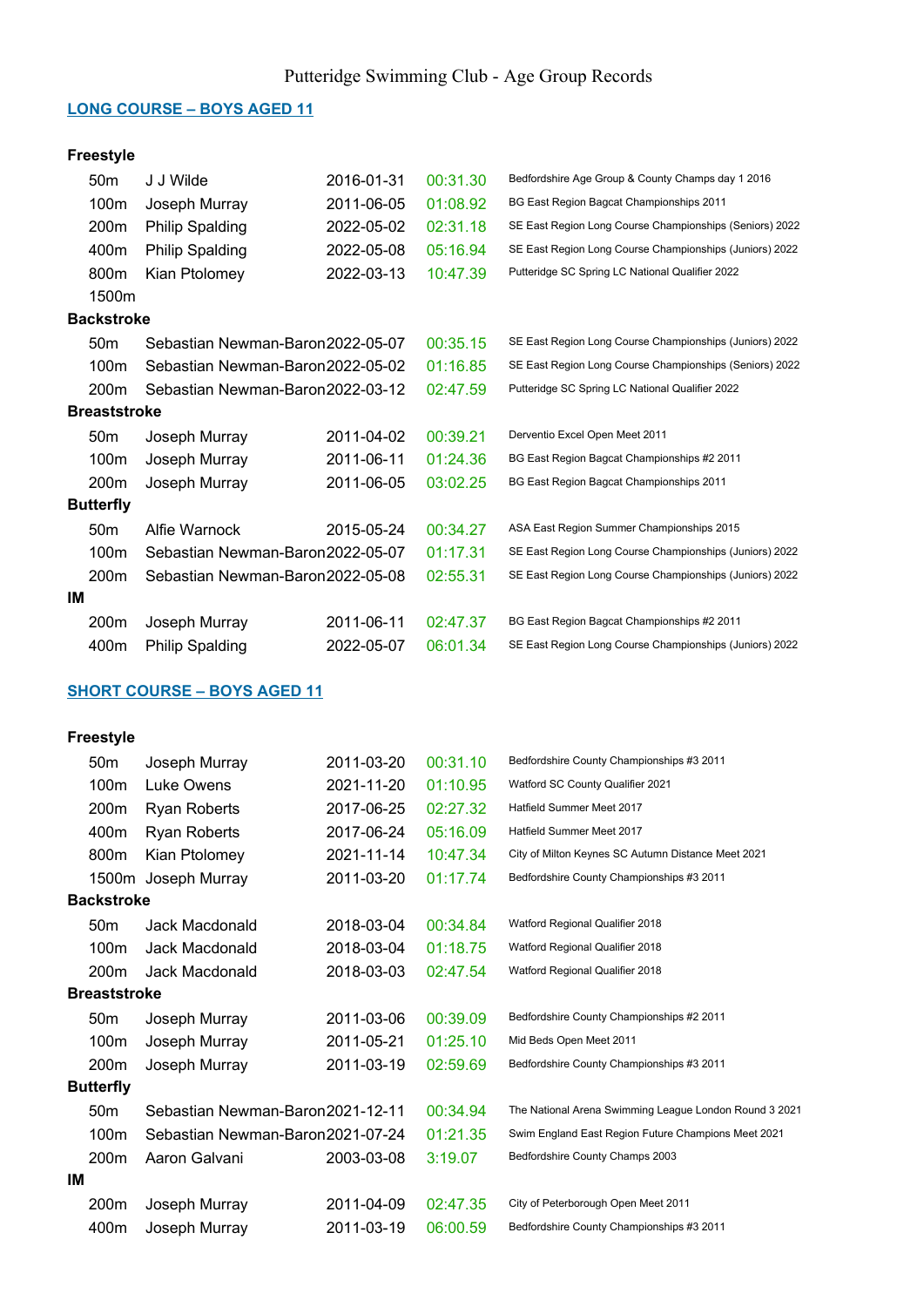Putteridge Swimming Club - Age Group Records

## LONG COURSE – BOYS AGED 11

| Stroke | Distance | Name | Date | Time | Event |
|---|---|---|---|---|---|
| **Freestyle** | | | | | |
| | 50m | J J Wilde | 2016-01-31 | 00:31.30 | Bedfordshire Age Group & County Champs day 1 2016 |
| | 100m | Joseph Murray | 2011-06-05 | 01:08.92 | BG East Region Bagcat Championships 2011 |
| | 200m | Philip Spalding | 2022-05-02 | 02:31.18 | SE East Region Long Course Championships (Seniors) 2022 |
| | 400m | Philip Spalding | 2022-05-08 | 05:16.94 | SE East Region Long Course Championships (Juniors) 2022 |
| | 800m | Kian Ptolomey | 2022-03-13 | 10:47.39 | Putteridge SC Spring LC National Qualifier 2022 |
| | 1500m | | | | |
| **Backstroke** | | | | | |
| | 50m | Sebastian Newman-Baron | 2022-05-07 | 00:35.15 | SE East Region Long Course Championships (Juniors) 2022 |
| | 100m | Sebastian Newman-Baron | 2022-05-02 | 01:16.85 | SE East Region Long Course Championships (Seniors) 2022 |
| | 200m | Sebastian Newman-Baron | 2022-03-12 | 02:47.59 | Putteridge SC Spring LC National Qualifier 2022 |
| **Breaststroke** | | | | | |
| | 50m | Joseph Murray | 2011-04-02 | 00:39.21 | Derventio Excel Open Meet 2011 |
| | 100m | Joseph Murray | 2011-06-11 | 01:24.36 | BG East Region Bagcat Championships #2 2011 |
| | 200m | Joseph Murray | 2011-06-05 | 03:02.25 | BG East Region Bagcat Championships 2011 |
| **Butterfly** | | | | | |
| | 50m | Alfie Warnock | 2015-05-24 | 00:34.27 | ASA East Region Summer Championships 2015 |
| | 100m | Sebastian Newman-Baron | 2022-05-07 | 01:17.31 | SE East Region Long Course Championships (Juniors) 2022 |
| | 200m | Sebastian Newman-Baron | 2022-05-08 | 02:55.31 | SE East Region Long Course Championships (Juniors) 2022 |
| **IM** | | | | | |
| | 200m | Joseph Murray | 2011-06-11 | 02:47.37 | BG East Region Bagcat Championships #2 2011 |
| | 400m | Philip Spalding | 2022-05-07 | 06:01.34 | SE East Region Long Course Championships (Juniors) 2022 |

## SHORT COURSE – BOYS AGED 11

| Stroke | Distance | Name | Date | Time | Event |
|---|---|---|---|---|---|
| **Freestyle** | | | | | |
| | 50m | Joseph Murray | 2011-03-20 | 00:31.10 | Bedfordshire County Championships #3 2011 |
| | 100m | Luke Owens | 2021-11-20 | 01:10.95 | Watford SC County Qualifier 2021 |
| | 200m | Ryan Roberts | 2017-06-25 | 02:27.32 | Hatfield Summer Meet 2017 |
| | 400m | Ryan Roberts | 2017-06-24 | 05:16.09 | Hatfield Summer Meet 2017 |
| | 800m | Kian Ptolomey | 2021-11-14 | 10:47.34 | City of Milton Keynes SC Autumn Distance Meet 2021 |
| | 1500m | Joseph Murray | 2011-03-20 | 01:17.74 | Bedfordshire County Championships #3 2011 |
| **Backstroke** | | | | | |
| | 50m | Jack Macdonald | 2018-03-04 | 00:34.84 | Watford Regional Qualifier 2018 |
| | 100m | Jack Macdonald | 2018-03-04 | 01:18.75 | Watford Regional Qualifier 2018 |
| | 200m | Jack Macdonald | 2018-03-03 | 02:47.54 | Watford Regional Qualifier 2018 |
| **Breaststroke** | | | | | |
| | 50m | Joseph Murray | 2011-03-06 | 00:39.09 | Bedfordshire County Championships #2 2011 |
| | 100m | Joseph Murray | 2011-05-21 | 01:25.10 | Mid Beds Open Meet 2011 |
| | 200m | Joseph Murray | 2011-03-19 | 02:59.69 | Bedfordshire County Championships #3 2011 |
| **Butterfly** | | | | | |
| | 50m | Sebastian Newman-Baron | 2021-12-11 | 00:34.94 | The National Arena Swimming League London Round 3 2021 |
| | 100m | Sebastian Newman-Baron | 2021-07-24 | 01:21.35 | Swim England East Region Future Champions Meet 2021 |
| | 200m | Aaron Galvani | 2003-03-08 | 3:19.07 | Bedfordshire County Champs 2003 |
| **IM** | | | | | |
| | 200m | Joseph Murray | 2011-04-09 | 02:47.35 | City of Peterborough Open Meet 2011 |
| | 400m | Joseph Murray | 2011-03-19 | 06:00.59 | Bedfordshire County Championships #3 2011 |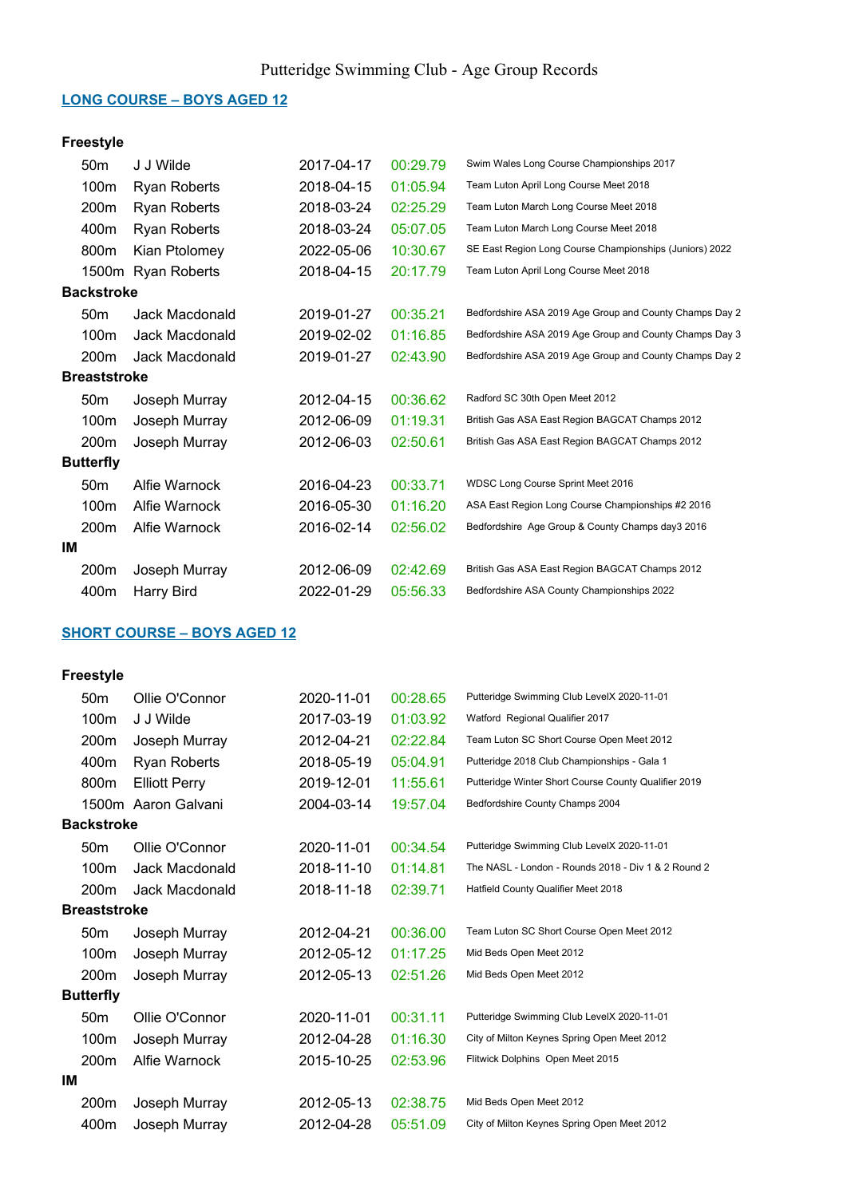# Putteridge Swimming Club - Age Group Records

## LONG COURSE – BOYS AGED 12

| | | | | |
|---|---|---|---|---|
| **Freestyle** | | | | |
| 50m | J J Wilde | 2017-04-17 | 00:29.79 | Swim Wales Long Course Championships 2017 |
| 100m | Ryan Roberts | 2018-04-15 | 01:05.94 | Team Luton April Long Course Meet 2018 |
| 200m | Ryan Roberts | 2018-03-24 | 02:25.29 | Team Luton March Long Course Meet 2018 |
| 400m | Ryan Roberts | 2018-03-24 | 05:07.05 | Team Luton March Long Course Meet 2018 |
| 800m | Kian Ptolomey | 2022-05-06 | 10:30.67 | SE East Region Long Course Championships (Juniors) 2022 |
| 1500m | Ryan Roberts | 2018-04-15 | 20:17.79 | Team Luton April Long Course Meet 2018 |
| **Backstroke** | | | | |
| 50m | Jack Macdonald | 2019-01-27 | 00:35.21 | Bedfordshire ASA 2019 Age Group and County Champs Day 2 |
| 100m | Jack Macdonald | 2019-02-02 | 01:16.85 | Bedfordshire ASA 2019 Age Group and County Champs Day 3 |
| 200m | Jack Macdonald | 2019-01-27 | 02:43.90 | Bedfordshire ASA 2019 Age Group and County Champs Day 2 |
| **Breaststroke** | | | | |
| 50m | Joseph Murray | 2012-04-15 | 00:36.62 | Radford SC 30th Open Meet 2012 |
| 100m | Joseph Murray | 2012-06-09 | 01:19.31 | British Gas ASA East Region BAGCAT Champs 2012 |
| 200m | Joseph Murray | 2012-06-03 | 02:50.61 | British Gas ASA East Region BAGCAT Champs 2012 |
| **Butterfly** | | | | |
| 50m | Alfie Warnock | 2016-04-23 | 00:33.71 | WDSC Long Course Sprint Meet 2016 |
| 100m | Alfie Warnock | 2016-05-30 | 01:16.20 | ASA East Region Long Course Championships #2 2016 |
| 200m | Alfie Warnock | 2016-02-14 | 02:56.02 | Bedfordshire Age Group & County Champs day3 2016 |
| **IM** | | | | |
| 200m | Joseph Murray | 2012-06-09 | 02:42.69 | British Gas ASA East Region BAGCAT Champs 2012 |
| 400m | Harry Bird | 2022-01-29 | 05:56.33 | Bedfordshire ASA County Championships 2022 |

## SHORT COURSE – BOYS AGED 12

| | | | | |
|---|---|---|---|---|
| **Freestyle** | | | | |
| 50m | Ollie O'Connor | 2020-11-01 | 00:28.65 | Putteridge Swimming Club LevelX 2020-11-01 |
| 100m | J J Wilde | 2017-03-19 | 01:03.92 | Watford Regional Qualifier 2017 |
| 200m | Joseph Murray | 2012-04-21 | 02:22.84 | Team Luton SC Short Course Open Meet 2012 |
| 400m | Ryan Roberts | 2018-05-19 | 05:04.91 | Putteridge 2018 Club Championships - Gala 1 |
| 800m | Elliott Perry | 2019-12-01 | 11:55.61 | Putteridge Winter Short Course County Qualifier 2019 |
| 1500m | Aaron Galvani | 2004-03-14 | 19:57.04 | Bedfordshire County Champs 2004 |
| **Backstroke** | | | | |
| 50m | Ollie O'Connor | 2020-11-01 | 00:34.54 | Putteridge Swimming Club LevelX 2020-11-01 |
| 100m | Jack Macdonald | 2018-11-10 | 01:14.81 | The NASL - London - Rounds 2018 - Div 1 & 2 Round 2 |
| 200m | Jack Macdonald | 2018-11-18 | 02:39.71 | Hatfield County Qualifier Meet 2018 |
| **Breaststroke** | | | | |
| 50m | Joseph Murray | 2012-04-21 | 00:36.00 | Team Luton SC Short Course Open Meet 2012 |
| 100m | Joseph Murray | 2012-05-12 | 01:17.25 | Mid Beds Open Meet 2012 |
| 200m | Joseph Murray | 2012-05-13 | 02:51.26 | Mid Beds Open Meet 2012 |
| **Butterfly** | | | | |
| 50m | Ollie O'Connor | 2020-11-01 | 00:31.11 | Putteridge Swimming Club LevelX 2020-11-01 |
| 100m | Joseph Murray | 2012-04-28 | 01:16.30 | City of Milton Keynes Spring Open Meet 2012 |
| 200m | Alfie Warnock | 2015-10-25 | 02:53.96 | Flitwick Dolphins Open Meet 2015 |
| **IM** | | | | |
| 200m | Joseph Murray | 2012-05-13 | 02:38.75 | Mid Beds Open Meet 2012 |
| 400m | Joseph Murray | 2012-04-28 | 05:51.09 | City of Milton Keynes Spring Open Meet 2012 |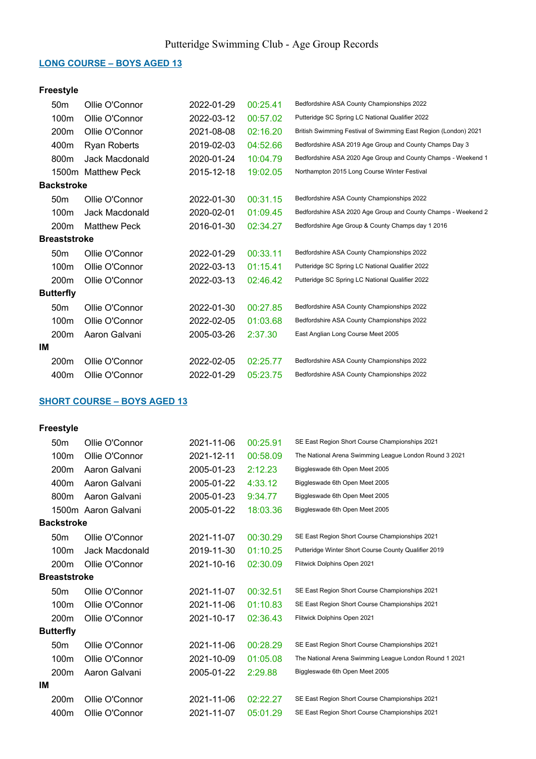# Putteridge Swimming Club - Age Group Records

## LONG COURSE – BOYS AGED 13

| | | | | |
|---|---|---|---|---|
| **Freestyle** | | | | |
| 50m | Ollie O'Connor | 2022-01-29 | 00:25.41 | Bedfordshire ASA County Championships 2022 |
| 100m | Ollie O'Connor | 2022-03-12 | 00:57.02 | Putteridge SC Spring LC National Qualifier 2022 |
| 200m | Ollie O'Connor | 2021-08-08 | 02:16.20 | British Swimming Festival of Swimming East Region (London) 2021 |
| 400m | Ryan Roberts | 2019-02-03 | 04:52.66 | Bedfordshire ASA 2019 Age Group and County Champs Day 3 |
| 800m | Jack Macdonald | 2020-01-24 | 10:04.79 | Bedfordshire ASA 2020 Age Group and County Champs - Weekend 1 |
| 1500m | Matthew Peck | 2015-12-18 | 19:02.05 | Northampton 2015 Long Course Winter Festival |
| **Backstroke** | | | | |
| 50m | Ollie O'Connor | 2022-01-30 | 00:31.15 | Bedfordshire ASA County Championships 2022 |
| 100m | Jack Macdonald | 2020-02-01 | 01:09.45 | Bedfordshire ASA 2020 Age Group and County Champs - Weekend 2 |
| 200m | Matthew Peck | 2016-01-30 | 02:34.27 | Bedfordshire Age Group & County Champs day 1 2016 |
| **Breaststroke** | | | | |
| 50m | Ollie O'Connor | 2022-01-29 | 00:33.11 | Bedfordshire ASA County Championships 2022 |
| 100m | Ollie O'Connor | 2022-03-13 | 01:15.41 | Putteridge SC Spring LC National Qualifier 2022 |
| 200m | Ollie O'Connor | 2022-03-13 | 02:46.42 | Putteridge SC Spring LC National Qualifier 2022 |
| **Butterfly** | | | | |
| 50m | Ollie O'Connor | 2022-01-30 | 00:27.85 | Bedfordshire ASA County Championships 2022 |
| 100m | Ollie O'Connor | 2022-02-05 | 01:03.68 | Bedfordshire ASA County Championships 2022 |
| 200m | Aaron Galvani | 2005-03-26 | 2:37.30 | East Anglian Long Course Meet 2005 |
| **IM** | | | | |
| 200m | Ollie O'Connor | 2022-02-05 | 02:25.77 | Bedfordshire ASA County Championships 2022 |
| 400m | Ollie O'Connor | 2022-01-29 | 05:23.75 | Bedfordshire ASA County Championships 2022 |

## SHORT COURSE – BOYS AGED 13

| | | | | |
|---|---|---|---|---|
| **Freestyle** | | | | |
| 50m | Ollie O'Connor | 2021-11-06 | 00:25.91 | SE East Region Short Course Championships 2021 |
| 100m | Ollie O'Connor | 2021-12-11 | 00:58.09 | The National Arena Swimming League London Round 3 2021 |
| 200m | Aaron Galvani | 2005-01-23 | 2:12.23 | Biggleswade 6th Open Meet 2005 |
| 400m | Aaron Galvani | 2005-01-22 | 4:33.12 | Biggleswade 6th Open Meet 2005 |
| 800m | Aaron Galvani | 2005-01-23 | 9:34.77 | Biggleswade 6th Open Meet 2005 |
| 1500m | Aaron Galvani | 2005-01-22 | 18:03.36 | Biggleswade 6th Open Meet 2005 |
| **Backstroke** | | | | |
| 50m | Ollie O'Connor | 2021-11-07 | 00:30.29 | SE East Region Short Course Championships 2021 |
| 100m | Jack Macdonald | 2019-11-30 | 01:10.25 | Putteridge Winter Short Course County Qualifier 2019 |
| 200m | Ollie O'Connor | 2021-10-16 | 02:30.09 | Flitwick Dolphins Open 2021 |
| **Breaststroke** | | | | |
| 50m | Ollie O'Connor | 2021-11-07 | 00:32.51 | SE East Region Short Course Championships 2021 |
| 100m | Ollie O'Connor | 2021-11-06 | 01:10.83 | SE East Region Short Course Championships 2021 |
| 200m | Ollie O'Connor | 2021-10-17 | 02:36.43 | Flitwick Dolphins Open 2021 |
| **Butterfly** | | | | |
| 50m | Ollie O'Connor | 2021-11-06 | 00:28.29 | SE East Region Short Course Championships 2021 |
| 100m | Ollie O'Connor | 2021-10-09 | 01:05.08 | The National Arena Swimming League London Round 1 2021 |
| 200m | Aaron Galvani | 2005-01-22 | 2:29.88 | Biggleswade 6th Open Meet 2005 |
| **IM** | | | | |
| 200m | Ollie O'Connor | 2021-11-06 | 02:22.27 | SE East Region Short Course Championships 2021 |
| 400m | Ollie O'Connor | 2021-11-07 | 05:01.29 | SE East Region Short Course Championships 2021 |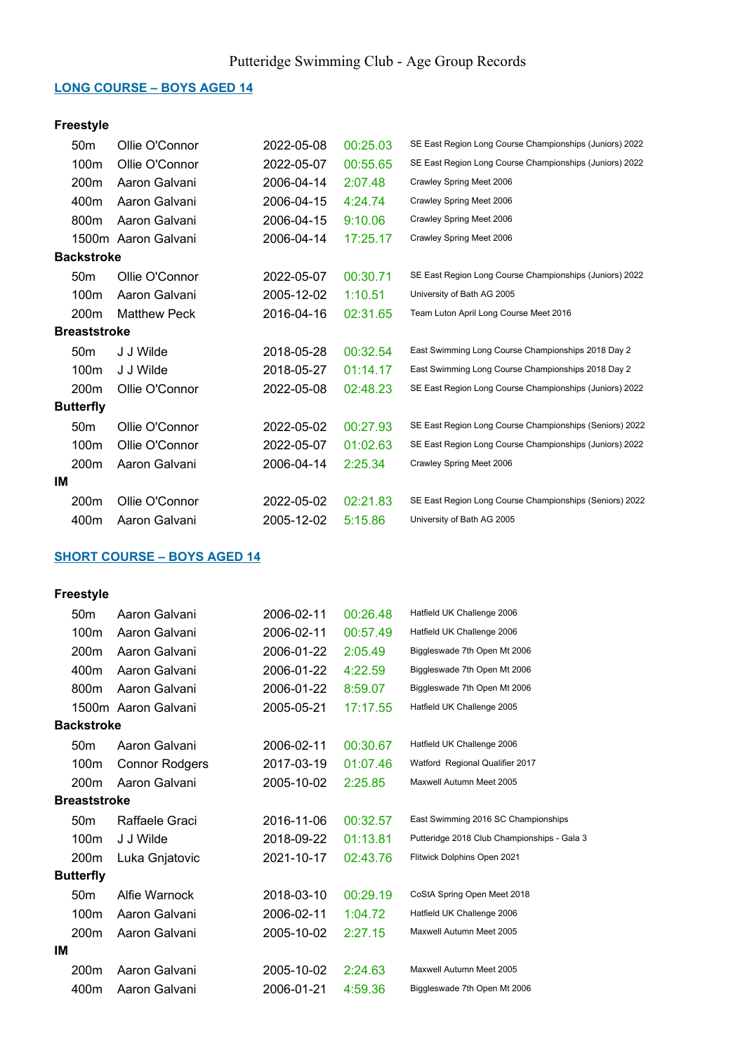# Putteridge Swimming Club - Age Group Records

## LONG COURSE – BOYS AGED 14

### Freestyle

| | | | | |
|---|---|---|---|---|
| 50m | Ollie O'Connor | 2022-05-08 | 00:25.03 | SE East Region Long Course Championships (Juniors) 2022 |
| 100m | Ollie O'Connor | 2022-05-07 | 00:55.65 | SE East Region Long Course Championships (Juniors) 2022 |
| 200m | Aaron Galvani | 2006-04-14 | 2:07.48 | Crawley Spring Meet 2006 |
| 400m | Aaron Galvani | 2006-04-15 | 4:24.74 | Crawley Spring Meet 2006 |
| 800m | Aaron Galvani | 2006-04-15 | 9:10.06 | Crawley Spring Meet 2006 |
| 1500m | Aaron Galvani | 2006-04-14 | 17:25.17 | Crawley Spring Meet 2006 |

### Backstroke

| | | | | |
|---|---|---|---|---|
| 50m | Ollie O'Connor | 2022-05-07 | 00:30.71 | SE East Region Long Course Championships (Juniors) 2022 |
| 100m | Aaron Galvani | 2005-12-02 | 1:10.51 | University of Bath AG 2005 |
| 200m | Matthew Peck | 2016-04-16 | 02:31.65 | Team Luton April Long Course Meet 2016 |

### Breaststroke

| | | | | |
|---|---|---|---|---|
| 50m | J J Wilde | 2018-05-28 | 00:32.54 | East Swimming Long Course Championships 2018 Day 2 |
| 100m | J J Wilde | 2018-05-27 | 01:14.17 | East Swimming Long Course Championships 2018 Day 2 |
| 200m | Ollie O'Connor | 2022-05-08 | 02:48.23 | SE East Region Long Course Championships (Juniors) 2022 |

### Butterfly

| | | | | |
|---|---|---|---|---|
| 50m | Ollie O'Connor | 2022-05-02 | 00:27.93 | SE East Region Long Course Championships (Seniors) 2022 |
| 100m | Ollie O'Connor | 2022-05-07 | 01:02.63 | SE East Region Long Course Championships (Juniors) 2022 |
| 200m | Aaron Galvani | 2006-04-14 | 2:25.34 | Crawley Spring Meet 2006 |

### IM

| | | | | |
|---|---|---|---|---|
| 200m | Ollie O'Connor | 2022-05-02 | 02:21.83 | SE East Region Long Course Championships (Seniors) 2022 |
| 400m | Aaron Galvani | 2005-12-02 | 5:15.86 | University of Bath AG 2005 |

## SHORT COURSE – BOYS AGED 14

### Freestyle

| | | | | |
|---|---|---|---|---|
| 50m | Aaron Galvani | 2006-02-11 | 00:26.48 | Hatfield UK Challenge 2006 |
| 100m | Aaron Galvani | 2006-02-11 | 00:57.49 | Hatfield UK Challenge 2006 |
| 200m | Aaron Galvani | 2006-01-22 | 2:05.49 | Biggleswade 7th Open Mt 2006 |
| 400m | Aaron Galvani | 2006-01-22 | 4:22.59 | Biggleswade 7th Open Mt 2006 |
| 800m | Aaron Galvani | 2006-01-22 | 8:59.07 | Biggleswade 7th Open Mt 2006 |
| 1500m | Aaron Galvani | 2005-05-21 | 17:17.55 | Hatfield UK Challenge 2005 |

### Backstroke

| | | | | |
|---|---|---|---|---|
| 50m | Aaron Galvani | 2006-02-11 | 00:30.67 | Hatfield UK Challenge 2006 |
| 100m | Connor Rodgers | 2017-03-19 | 01:07.46 | Watford Regional Qualifier 2017 |
| 200m | Aaron Galvani | 2005-10-02 | 2:25.85 | Maxwell Autumn Meet 2005 |

### Breaststroke

| | | | | |
|---|---|---|---|---|
| 50m | Raffaele Graci | 2016-11-06 | 00:32.57 | East Swimming 2016 SC Championships |
| 100m | J J Wilde | 2018-09-22 | 01:13.81 | Putteridge 2018 Club Championships - Gala 3 |
| 200m | Luka Gnjatovic | 2021-10-17 | 02:43.76 | Flitwick Dolphins Open 2021 |

### Butterfly

| | | | | |
|---|---|---|---|---|
| 50m | Alfie Warnock | 2018-03-10 | 00:29.19 | CoStA Spring Open Meet 2018 |
| 100m | Aaron Galvani | 2006-02-11 | 1:04.72 | Hatfield UK Challenge 2006 |
| 200m | Aaron Galvani | 2005-10-02 | 2:27.15 | Maxwell Autumn Meet 2005 |

### IM

| | | | | |
|---|---|---|---|---|
| 200m | Aaron Galvani | 2005-10-02 | 2:24.63 | Maxwell Autumn Meet 2005 |
| 400m | Aaron Galvani | 2006-01-21 | 4:59.36 | Biggleswade 7th Open Mt 2006 |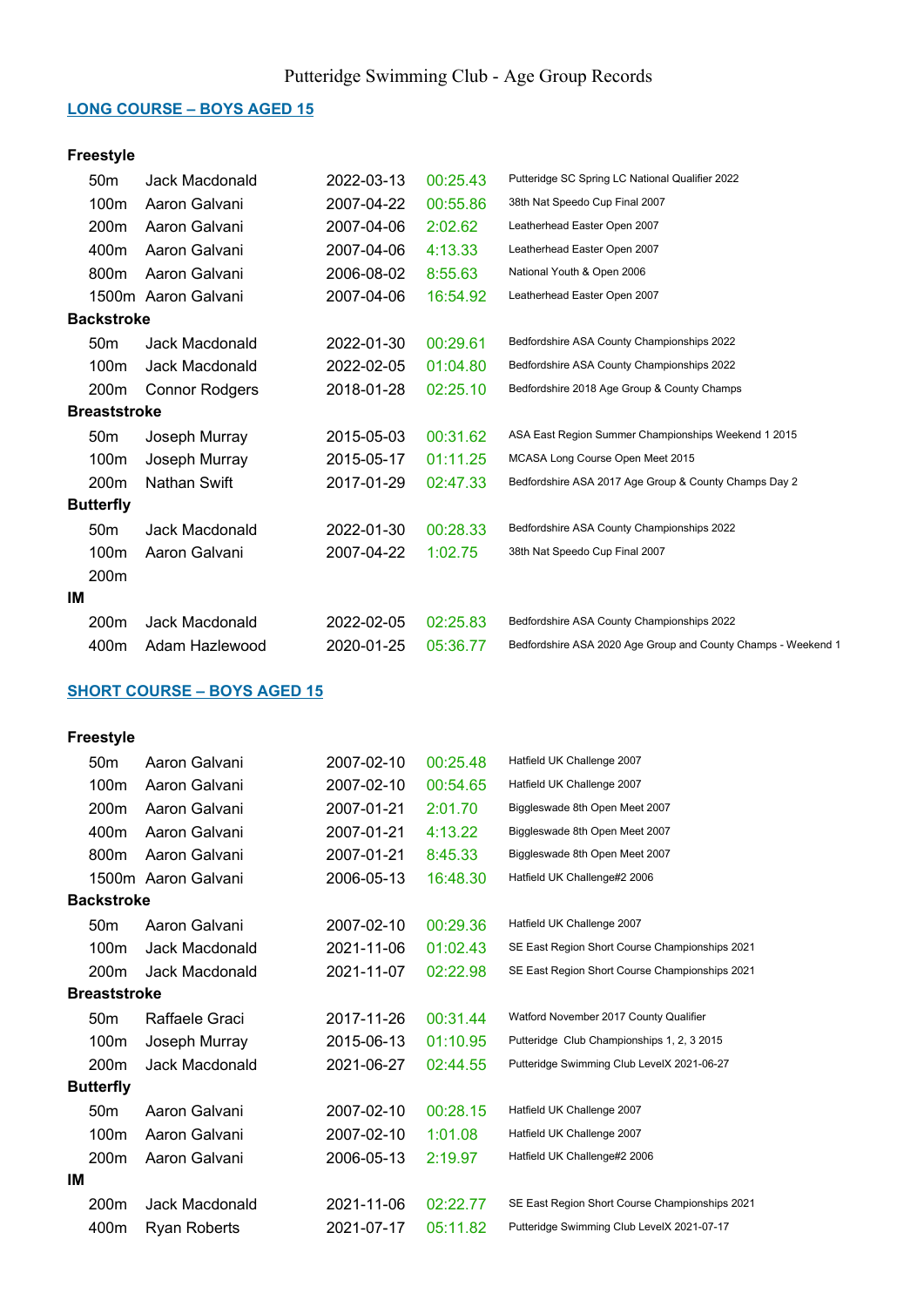Putteridge Swimming Club - Age Group Records

## LONG COURSE – BOYS AGED 15

| Stroke | Distance | Name | Date | Time | Event |
|---|---|---|---|---|---|
| **Freestyle** | | | | | |
| | 50m | Jack Macdonald | 2022-03-13 | 00:25.43 | Putteridge SC Spring LC National Qualifier 2022 |
| | 100m | Aaron Galvani | 2007-04-22 | 00:55.86 | 38th Nat Speedo Cup Final 2007 |
| | 200m | Aaron Galvani | 2007-04-06 | 2:02.62 | Leatherhead Easter Open 2007 |
| | 400m | Aaron Galvani | 2007-04-06 | 4:13.33 | Leatherhead Easter Open 2007 |
| | 800m | Aaron Galvani | 2006-08-02 | 8:55.63 | National Youth & Open 2006 |
| | 1500m | Aaron Galvani | 2007-04-06 | 16:54.92 | Leatherhead Easter Open 2007 |
| **Backstroke** | | | | | |
| | 50m | Jack Macdonald | 2022-01-30 | 00:29.61 | Bedfordshire ASA County Championships 2022 |
| | 100m | Jack Macdonald | 2022-02-05 | 01:04.80 | Bedfordshire ASA County Championships 2022 |
| | 200m | Connor Rodgers | 2018-01-28 | 02:25.10 | Bedfordshire 2018 Age Group & County Champs |
| **Breaststroke** | | | | | |
| | 50m | Joseph Murray | 2015-05-03 | 00:31.62 | ASA East Region Summer Championships Weekend 1 2015 |
| | 100m | Joseph Murray | 2015-05-17 | 01:11.25 | MCASA Long Course Open Meet 2015 |
| | 200m | Nathan Swift | 2017-01-29 | 02:47.33 | Bedfordshire ASA 2017 Age Group & County Champs Day 2 |
| **Butterfly** | | | | | |
| | 50m | Jack Macdonald | 2022-01-30 | 00:28.33 | Bedfordshire ASA County Championships 2022 |
| | 100m | Aaron Galvani | 2007-04-22 | 1:02.75 | 38th Nat Speedo Cup Final 2007 |
| | 200m | | | | |
| **IM** | | | | | |
| | 200m | Jack Macdonald | 2022-02-05 | 02:25.83 | Bedfordshire ASA County Championships 2022 |
| | 400m | Adam Hazlewood | 2020-01-25 | 05:36.77 | Bedfordshire ASA 2020 Age Group and County Champs - Weekend 1 |

## SHORT COURSE – BOYS AGED 15

| Stroke | Distance | Name | Date | Time | Event |
|---|---|---|---|---|---|
| **Freestyle** | | | | | |
| | 50m | Aaron Galvani | 2007-02-10 | 00:25.48 | Hatfield UK Challenge 2007 |
| | 100m | Aaron Galvani | 2007-02-10 | 00:54.65 | Hatfield UK Challenge 2007 |
| | 200m | Aaron Galvani | 2007-01-21 | 2:01.70 | Biggleswade 8th Open Meet 2007 |
| | 400m | Aaron Galvani | 2007-01-21 | 4:13.22 | Biggleswade 8th Open Meet 2007 |
| | 800m | Aaron Galvani | 2007-01-21 | 8:45.33 | Biggleswade 8th Open Meet 2007 |
| | 1500m | Aaron Galvani | 2006-05-13 | 16:48.30 | Hatfield UK Challenge#2 2006 |
| **Backstroke** | | | | | |
| | 50m | Aaron Galvani | 2007-02-10 | 00:29.36 | Hatfield UK Challenge 2007 |
| | 100m | Jack Macdonald | 2021-11-06 | 01:02.43 | SE East Region Short Course Championships 2021 |
| | 200m | Jack Macdonald | 2021-11-07 | 02:22.98 | SE East Region Short Course Championships 2021 |
| **Breaststroke** | | | | | |
| | 50m | Raffaele Graci | 2017-11-26 | 00:31.44 | Watford November 2017 County Qualifier |
| | 100m | Joseph Murray | 2015-06-13 | 01:10.95 | Putteridge Club Championships 1, 2, 3 2015 |
| | 200m | Jack Macdonald | 2021-06-27 | 02:44.55 | Putteridge Swimming Club LevelX 2021-06-27 |
| **Butterfly** | | | | | |
| | 50m | Aaron Galvani | 2007-02-10 | 00:28.15 | Hatfield UK Challenge 2007 |
| | 100m | Aaron Galvani | 2007-02-10 | 1:01.08 | Hatfield UK Challenge 2007 |
| | 200m | Aaron Galvani | 2006-05-13 | 2:19.97 | Hatfield UK Challenge#2 2006 |
| **IM** | | | | | |
| | 200m | Jack Macdonald | 2021-11-06 | 02:22.77 | SE East Region Short Course Championships 2021 |
| | 400m | Ryan Roberts | 2021-07-17 | 05:11.82 | Putteridge Swimming Club LevelX 2021-07-17 |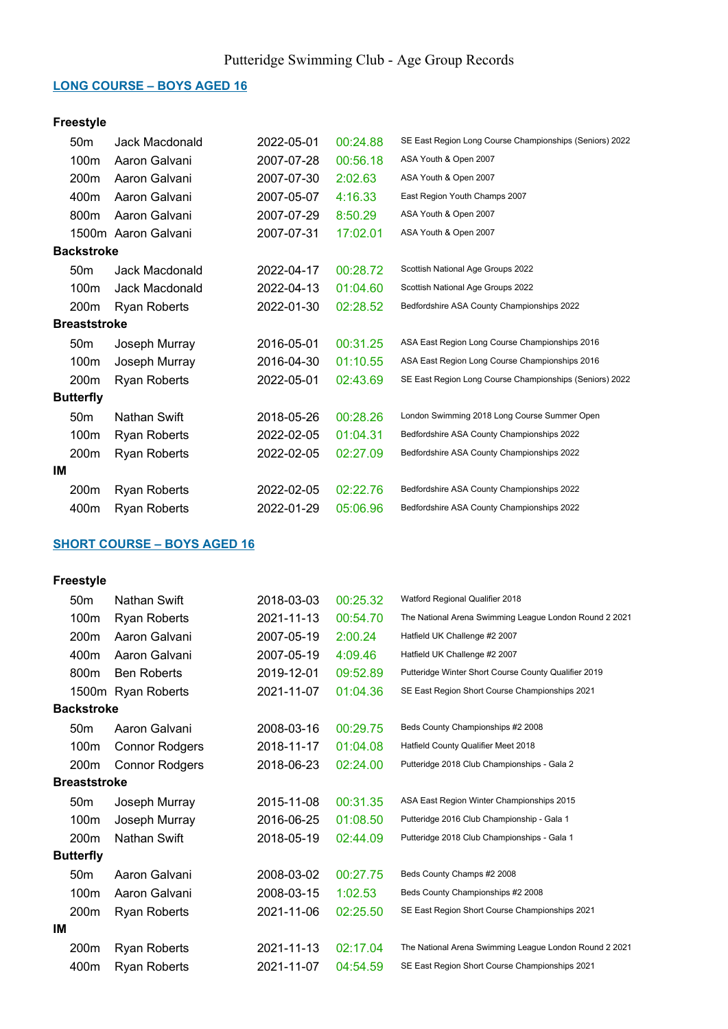# Putteridge Swimming Club - Age Group Records

## LONG COURSE – BOYS AGED 16

**Freestyle**

| | | | | |
|---|---|---|---|---|
| 50m | Jack Macdonald | 2022-05-01 | 00:24.88 | SE East Region Long Course Championships (Seniors) 2022 |
| 100m | Aaron Galvani | 2007-07-28 | 00:56.18 | ASA Youth & Open 2007 |
| 200m | Aaron Galvani | 2007-07-30 | 2:02.63 | ASA Youth & Open 2007 |
| 400m | Aaron Galvani | 2007-05-07 | 4:16.33 | East Region Youth Champs 2007 |
| 800m | Aaron Galvani | 2007-07-29 | 8:50.29 | ASA Youth & Open 2007 |
| 1500m | Aaron Galvani | 2007-07-31 | 17:02.01 | ASA Youth & Open 2007 |

**Backstroke**

| | | | | |
|---|---|---|---|---|
| 50m | Jack Macdonald | 2022-04-17 | 00:28.72 | Scottish National Age Groups 2022 |
| 100m | Jack Macdonald | 2022-04-13 | 01:04.60 | Scottish National Age Groups 2022 |
| 200m | Ryan Roberts | 2022-01-30 | 02:28.52 | Bedfordshire ASA County Championships 2022 |

**Breaststroke**

| | | | | |
|---|---|---|---|---|
| 50m | Joseph Murray | 2016-05-01 | 00:31.25 | ASA East Region Long Course Championships 2016 |
| 100m | Joseph Murray | 2016-04-30 | 01:10.55 | ASA East Region Long Course Championships 2016 |
| 200m | Ryan Roberts | 2022-05-01 | 02:43.69 | SE East Region Long Course Championships (Seniors) 2022 |

**Butterfly**

| | | | | |
|---|---|---|---|---|
| 50m | Nathan Swift | 2018-05-26 | 00:28.26 | London Swimming 2018 Long Course Summer Open |
| 100m | Ryan Roberts | 2022-02-05 | 01:04.31 | Bedfordshire ASA County Championships 2022 |
| 200m | Ryan Roberts | 2022-02-05 | 02:27.09 | Bedfordshire ASA County Championships 2022 |

**IM**

| | | | | |
|---|---|---|---|---|
| 200m | Ryan Roberts | 2022-02-05 | 02:22.76 | Bedfordshire ASA County Championships 2022 |
| 400m | Ryan Roberts | 2022-01-29 | 05:06.96 | Bedfordshire ASA County Championships 2022 |

## SHORT COURSE – BOYS AGED 16

**Freestyle**

| | | | | |
|---|---|---|---|---|
| 50m | Nathan Swift | 2018-03-03 | 00:25.32 | Watford Regional Qualifier 2018 |
| 100m | Ryan Roberts | 2021-11-13 | 00:54.70 | The National Arena Swimming League London Round 2 2021 |
| 200m | Aaron Galvani | 2007-05-19 | 2:00.24 | Hatfield UK Challenge #2 2007 |
| 400m | Aaron Galvani | 2007-05-19 | 4:09.46 | Hatfield UK Challenge #2 2007 |
| 800m | Ben Roberts | 2019-12-01 | 09:52.89 | Putteridge Winter Short Course County Qualifier 2019 |
| 1500m | Ryan Roberts | 2021-11-07 | 01:04.36 | SE East Region Short Course Championships 2021 |

**Backstroke**

| | | | | |
|---|---|---|---|---|
| 50m | Aaron Galvani | 2008-03-16 | 00:29.75 | Beds County Championships #2 2008 |
| 100m | Connor Rodgers | 2018-11-17 | 01:04.08 | Hatfield County Qualifier Meet 2018 |
| 200m | Connor Rodgers | 2018-06-23 | 02:24.00 | Putteridge 2018 Club Championships - Gala 2 |

**Breaststroke**

| | | | | |
|---|---|---|---|---|
| 50m | Joseph Murray | 2015-11-08 | 00:31.35 | ASA East Region Winter Championships 2015 |
| 100m | Joseph Murray | 2016-06-25 | 01:08.50 | Putteridge 2016 Club Championship - Gala 1 |
| 200m | Nathan Swift | 2018-05-19 | 02:44.09 | Putteridge 2018 Club Championships - Gala 1 |

**Butterfly**

| | | | | |
|---|---|---|---|---|
| 50m | Aaron Galvani | 2008-03-02 | 00:27.75 | Beds County Champs #2 2008 |
| 100m | Aaron Galvani | 2008-03-15 | 1:02.53 | Beds County Championships #2 2008 |
| 200m | Ryan Roberts | 2021-11-06 | 02:25.50 | SE East Region Short Course Championships 2021 |

**IM**

| | | | | |
|---|---|---|---|---|
| 200m | Ryan Roberts | 2021-11-13 | 02:17.04 | The National Arena Swimming League London Round 2 2021 |
| 400m | Ryan Roberts | 2021-11-07 | 04:54.59 | SE East Region Short Course Championships 2021 |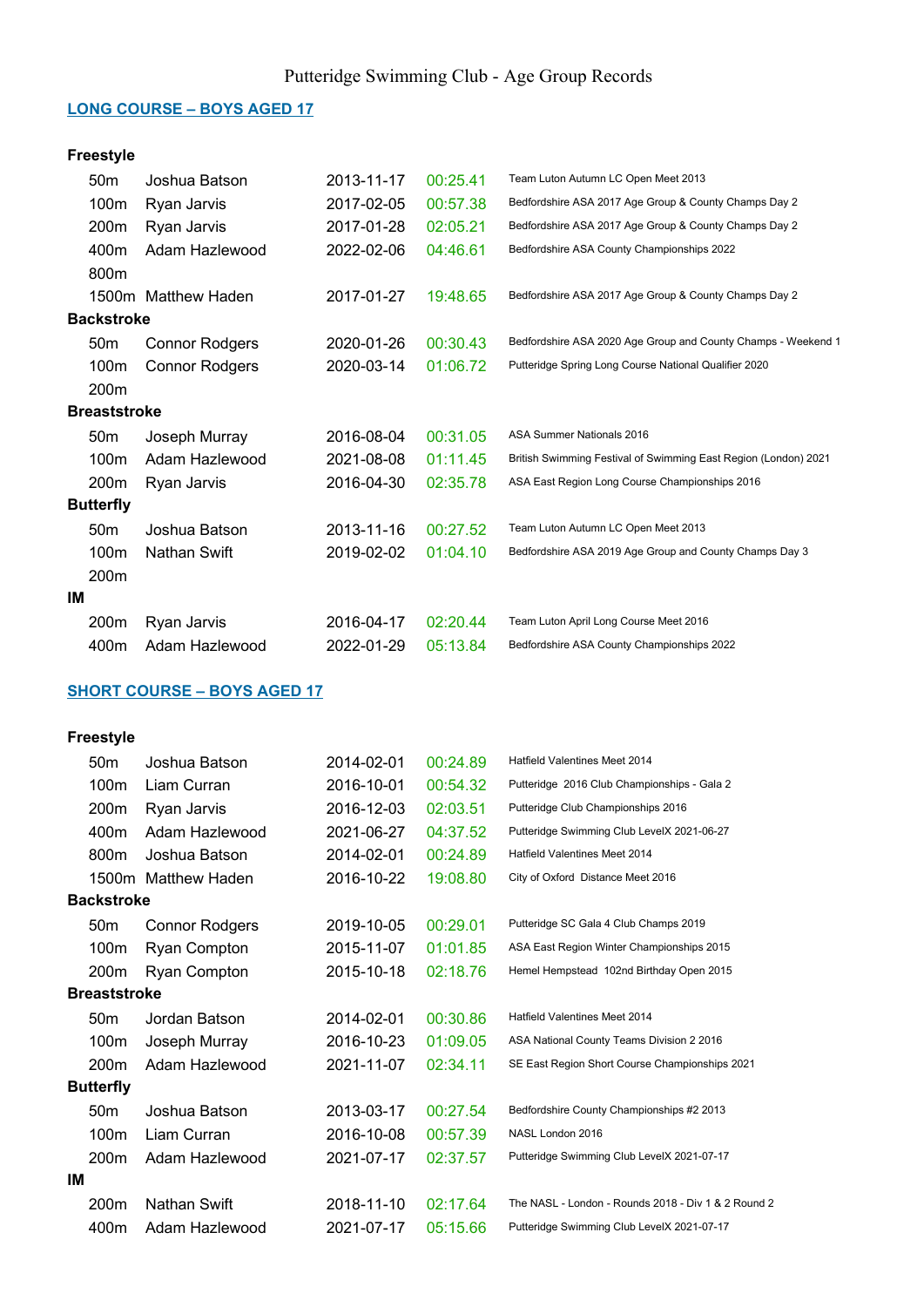# Putteridge Swimming Club - Age Group Records

## LONG COURSE – BOYS AGED 17

| Event | Name | Date | Time | Meet |
|---|---|---|---|---|
| **Freestyle** | | | | |
| 50m | Joshua Batson | 2013-11-17 | 00:25.41 | Team Luton Autumn LC Open Meet 2013 |
| 100m | Ryan Jarvis | 2017-02-05 | 00:57.38 | Bedfordshire ASA 2017 Age Group & County Champs Day 2 |
| 200m | Ryan Jarvis | 2017-01-28 | 02:05.21 | Bedfordshire ASA 2017 Age Group & County Champs Day 2 |
| 400m | Adam Hazlewood | 2022-02-06 | 04:46.61 | Bedfordshire ASA County Championships 2022 |
| 800m | | | | |
| 1500m | Matthew Haden | 2017-01-27 | 19:48.65 | Bedfordshire ASA 2017 Age Group & County Champs Day 2 |
| **Backstroke** | | | | |
| 50m | Connor Rodgers | 2020-01-26 | 00:30.43 | Bedfordshire ASA 2020 Age Group and County Champs - Weekend 1 |
| 100m | Connor Rodgers | 2020-03-14 | 01:06.72 | Putteridge Spring Long Course National Qualifier 2020 |
| 200m | | | | |
| **Breaststroke** | | | | |
| 50m | Joseph Murray | 2016-08-04 | 00:31.05 | ASA Summer Nationals 2016 |
| 100m | Adam Hazlewood | 2021-08-08 | 01:11.45 | British Swimming Festival of Swimming East Region (London) 2021 |
| 200m | Ryan Jarvis | 2016-04-30 | 02:35.78 | ASA East Region Long Course Championships 2016 |
| **Butterfly** | | | | |
| 50m | Joshua Batson | 2013-11-16 | 00:27.52 | Team Luton Autumn LC Open Meet 2013 |
| 100m | Nathan Swift | 2019-02-02 | 01:04.10 | Bedfordshire ASA 2019 Age Group and County Champs Day 3 |
| 200m | | | | |
| **IM** | | | | |
| 200m | Ryan Jarvis | 2016-04-17 | 02:20.44 | Team Luton April Long Course Meet 2016 |
| 400m | Adam Hazlewood | 2022-01-29 | 05:13.84 | Bedfordshire ASA County Championships 2022 |

## SHORT COURSE – BOYS AGED 17

| Event | Name | Date | Time | Meet |
|---|---|---|---|---|
| **Freestyle** | | | | |
| 50m | Joshua Batson | 2014-02-01 | 00:24.89 | Hatfield Valentines Meet 2014 |
| 100m | Liam Curran | 2016-10-01 | 00:54.32 | Putteridge 2016 Club Championships - Gala 2 |
| 200m | Ryan Jarvis | 2016-12-03 | 02:03.51 | Putteridge Club Championships 2016 |
| 400m | Adam Hazlewood | 2021-06-27 | 04:37.52 | Putteridge Swimming Club LevelX 2021-06-27 |
| 800m | Joshua Batson | 2014-02-01 | 00:24.89 | Hatfield Valentines Meet 2014 |
| 1500m | Matthew Haden | 2016-10-22 | 19:08.80 | City of Oxford Distance Meet 2016 |
| **Backstroke** | | | | |
| 50m | Connor Rodgers | 2019-10-05 | 00:29.01 | Putteridge SC Gala 4 Club Champs 2019 |
| 100m | Ryan Compton | 2015-11-07 | 01:01.85 | ASA East Region Winter Championships 2015 |
| 200m | Ryan Compton | 2015-10-18 | 02:18.76 | Hemel Hempstead 102nd Birthday Open 2015 |
| **Breaststroke** | | | | |
| 50m | Jordan Batson | 2014-02-01 | 00:30.86 | Hatfield Valentines Meet 2014 |
| 100m | Joseph Murray | 2016-10-23 | 01:09.05 | ASA National County Teams Division 2 2016 |
| 200m | Adam Hazlewood | 2021-11-07 | 02:34.11 | SE East Region Short Course Championships 2021 |
| **Butterfly** | | | | |
| 50m | Joshua Batson | 2013-03-17 | 00:27.54 | Bedfordshire County Championships #2 2013 |
| 100m | Liam Curran | 2016-10-08 | 00:57.39 | NASL London 2016 |
| 200m | Adam Hazlewood | 2021-07-17 | 02:37.57 | Putteridge Swimming Club LevelX 2021-07-17 |
| **IM** | | | | |
| 200m | Nathan Swift | 2018-11-10 | 02:17.64 | The NASL - London - Rounds 2018 - Div 1 & 2 Round 2 |
| 400m | Adam Hazlewood | 2021-07-17 | 05:15.66 | Putteridge Swimming Club LevelX 2021-07-17 |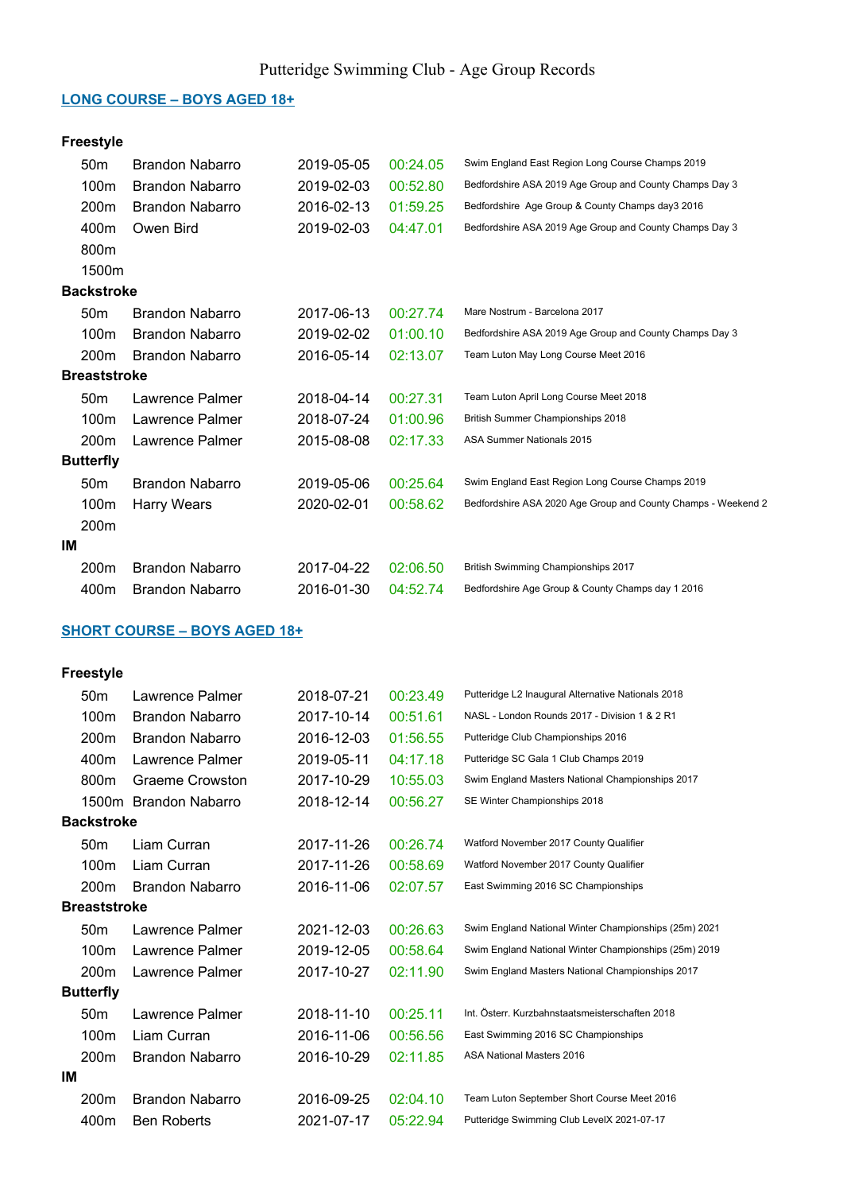Putteridge Swimming Club - Age Group Records

## LONG COURSE – BOYS AGED 18+

### Freestyle

| | | | | |
|---|---|---|---|---|
| 50m | Brandon Nabarro | 2019-05-05 | 00:24.05 | Swim England East Region Long Course Champs 2019 |
| 100m | Brandon Nabarro | 2019-02-03 | 00:52.80 | Bedfordshire ASA 2019 Age Group and County Champs Day 3 |
| 200m | Brandon Nabarro | 2016-02-13 | 01:59.25 | Bedfordshire Age Group & County Champs day3 2016 |
| 400m | Owen Bird | 2019-02-03 | 04:47.01 | Bedfordshire ASA 2019 Age Group and County Champs Day 3 |
| 800m | | | | |
| 1500m | | | | |

### Backstroke

| | | | | |
|---|---|---|---|---|
| 50m | Brandon Nabarro | 2017-06-13 | 00:27.74 | Mare Nostrum - Barcelona 2017 |
| 100m | Brandon Nabarro | 2019-02-02 | 01:00.10 | Bedfordshire ASA 2019 Age Group and County Champs Day 3 |
| 200m | Brandon Nabarro | 2016-05-14 | 02:13.07 | Team Luton May Long Course Meet 2016 |

### Breaststroke

| | | | | |
|---|---|---|---|---|
| 50m | Lawrence Palmer | 2018-04-14 | 00:27.31 | Team Luton April Long Course Meet 2018 |
| 100m | Lawrence Palmer | 2018-07-24 | 01:00.96 | British Summer Championships 2018 |
| 200m | Lawrence Palmer | 2015-08-08 | 02:17.33 | ASA Summer Nationals 2015 |

### Butterfly

| | | | | |
|---|---|---|---|---|
| 50m | Brandon Nabarro | 2019-05-06 | 00:25.64 | Swim England East Region Long Course Champs 2019 |
| 100m | Harry Wears | 2020-02-01 | 00:58.62 | Bedfordshire ASA 2020 Age Group and County Champs - Weekend 2 |
| 200m | | | | |

### IM

| | | | | |
|---|---|---|---|---|
| 200m | Brandon Nabarro | 2017-04-22 | 02:06.50 | British Swimming Championships 2017 |
| 400m | Brandon Nabarro | 2016-01-30 | 04:52.74 | Bedfordshire Age Group & County Champs day 1 2016 |

## SHORT COURSE – BOYS AGED 18+

### Freestyle

| | | | | |
|---|---|---|---|---|
| 50m | Lawrence Palmer | 2018-07-21 | 00:23.49 | Putteridge L2 Inaugural Alternative Nationals 2018 |
| 100m | Brandon Nabarro | 2017-10-14 | 00:51.61 | NASL - London Rounds 2017 - Division 1 & 2 R1 |
| 200m | Brandon Nabarro | 2016-12-03 | 01:56.55 | Putteridge Club Championships 2016 |
| 400m | Lawrence Palmer | 2019-05-11 | 04:17.18 | Putteridge SC Gala 1 Club Champs 2019 |
| 800m | Graeme Crowston | 2017-10-29 | 10:55.03 | Swim England Masters National Championships 2017 |
| 1500m | Brandon Nabarro | 2018-12-14 | 00:56.27 | SE Winter Championships 2018 |

### Backstroke

| | | | | |
|---|---|---|---|---|
| 50m | Liam Curran | 2017-11-26 | 00:26.74 | Watford November 2017 County Qualifier |
| 100m | Liam Curran | 2017-11-26 | 00:58.69 | Watford November 2017 County Qualifier |
| 200m | Brandon Nabarro | 2016-11-06 | 02:07.57 | East Swimming 2016 SC Championships |

### Breaststroke

| | | | | |
|---|---|---|---|---|
| 50m | Lawrence Palmer | 2021-12-03 | 00:26.63 | Swim England National Winter Championships (25m) 2021 |
| 100m | Lawrence Palmer | 2019-12-05 | 00:58.64 | Swim England National Winter Championships (25m) 2019 |
| 200m | Lawrence Palmer | 2017-10-27 | 02:11.90 | Swim England Masters National Championships 2017 |

### Butterfly

| | | | | |
|---|---|---|---|---|
| 50m | Lawrence Palmer | 2018-11-10 | 00:25.11 | Int. Österr. Kurzbahnstaatsmeisterschaften 2018 |
| 100m | Liam Curran | 2016-11-06 | 00:56.56 | East Swimming 2016 SC Championships |
| 200m | Brandon Nabarro | 2016-10-29 | 02:11.85 | ASA National Masters 2016 |

### IM

| | | | | |
|---|---|---|---|---|
| 200m | Brandon Nabarro | 2016-09-25 | 02:04.10 | Team Luton September Short Course Meet 2016 |
| 400m | Ben Roberts | 2021-07-17 | 05:22.94 | Putteridge Swimming Club LevelX 2021-07-17 |